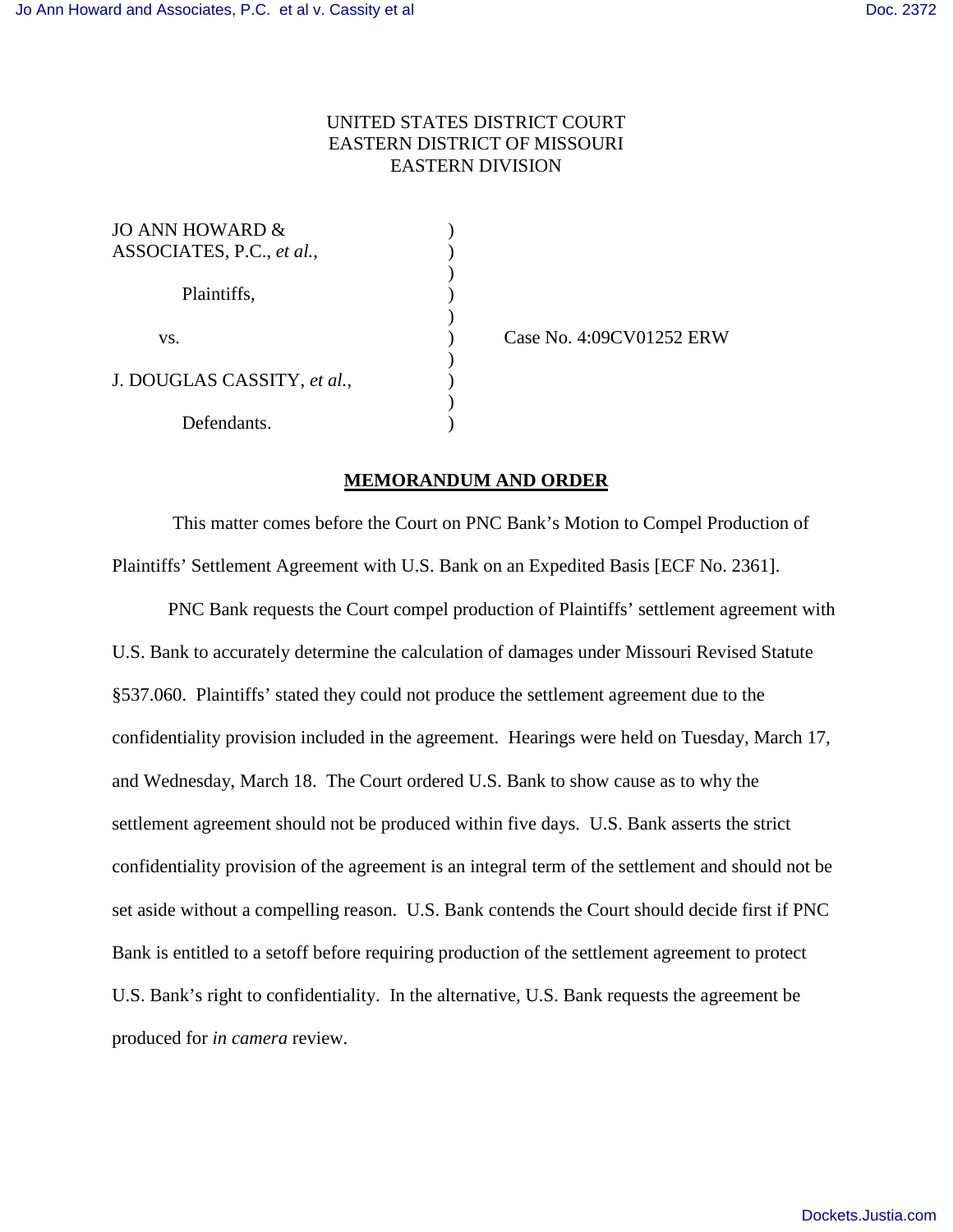UNITED STATES DISTRICT COURT
EASTERN DISTRICT OF MISSOURI
EASTERN DIVISION

| | | |
|---|---|---|
| JO ANN HOWARD & ASSOCIATES, P.C., *et al.*, | ) | |
| Plaintiffs, | ) | |
| vs. | ) | Case No. 4:09CV01252 ERW |
| J. DOUGLAS CASSITY, *et al.*, | ) | |
| Defendants. | ) | |

## MEMORANDUM AND ORDER

This matter comes before the Court on PNC Bank's Motion to Compel Production of Plaintiffs' Settlement Agreement with U.S. Bank on an Expedited Basis [ECF No. 2361].

PNC Bank requests the Court compel production of Plaintiffs' settlement agreement with U.S. Bank to accurately determine the calculation of damages under Missouri Revised Statute §537.060. Plaintiffs' stated they could not produce the settlement agreement due to the confidentiality provision included in the agreement. Hearings were held on Tuesday, March 17, and Wednesday, March 18. The Court ordered U.S. Bank to show cause as to why the settlement agreement should not be produced within five days. U.S. Bank asserts the strict confidentiality provision of the agreement is an integral term of the settlement and should not be set aside without a compelling reason. U.S. Bank contends the Court should decide first if PNC Bank is entitled to a setoff before requiring production of the settlement agreement to protect U.S. Bank's right to confidentiality. In the alternative, U.S. Bank requests the agreement be produced for *in camera* review.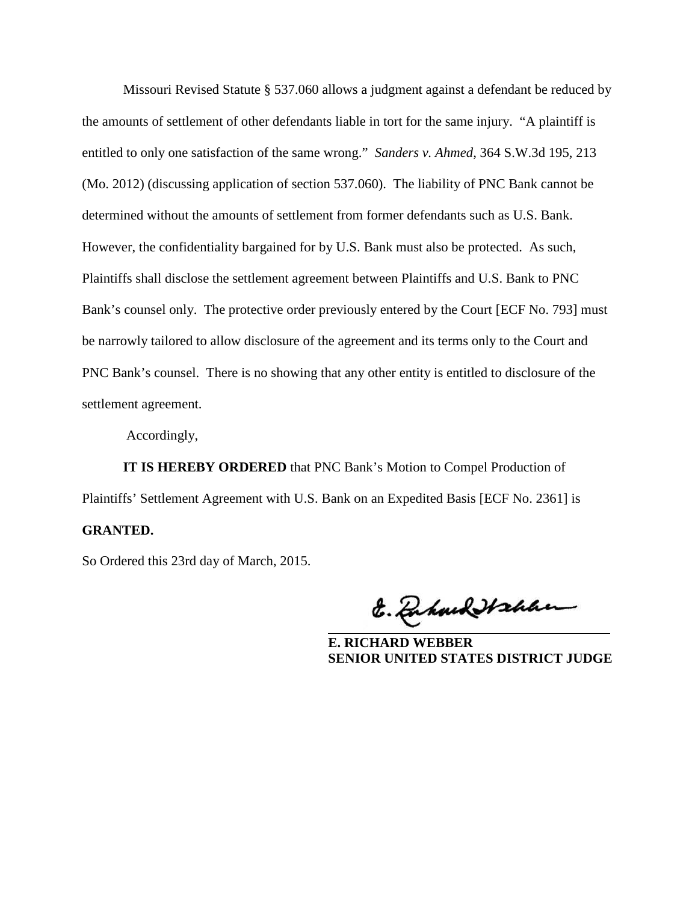Missouri Revised Statute § 537.060 allows a judgment against a defendant be reduced by the amounts of settlement of other defendants liable in tort for the same injury. "A plaintiff is entitled to only one satisfaction of the same wrong." *Sanders v. Ahmed*, 364 S.W.3d 195, 213 (Mo. 2012) (discussing application of section 537.060). The liability of PNC Bank cannot be determined without the amounts of settlement from former defendants such as U.S. Bank. However, the confidentiality bargained for by U.S. Bank must also be protected. As such, Plaintiffs shall disclose the settlement agreement between Plaintiffs and U.S. Bank to PNC Bank's counsel only. The protective order previously entered by the Court [ECF No. 793] must be narrowly tailored to allow disclosure of the agreement and its terms only to the Court and PNC Bank's counsel. There is no showing that any other entity is entitled to disclosure of the settlement agreement.

Accordingly,

**IT IS HEREBY ORDERED** that PNC Bank's Motion to Compel Production of Plaintiffs' Settlement Agreement with U.S. Bank on an Expedited Basis [ECF No. 2361] is **GRANTED.**

So Ordered this 23rd day of March, 2015.

**E. RICHARD WEBBER**
**SENIOR UNITED STATES DISTRICT JUDGE**